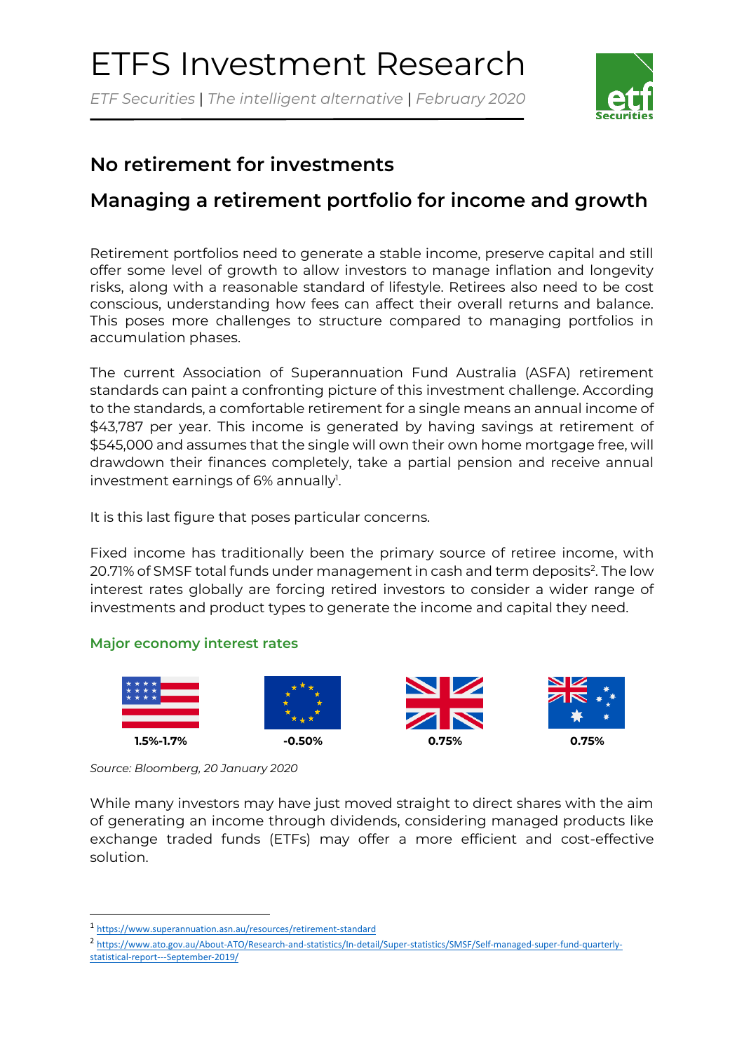# ETFS Investment Research

*ETF Securities* | *The intelligent alternative* | *February 2020*

## No retirement for investments

## Managing a retirement portfolio for income and growth

Retirement portfolios need to generate a stable income, preserve capital and still offer some level of growth to allow investors to manage inflation and longevity risks, along with a reasonable standard of lifestyle. Retirees also need to be cost conscious, understanding how fees can affect their overall returns and balance. This poses more challenges to structure compared to managing portfolios in accumulation phases.

The current Association of Superannuation Fund Australia (ASFA) retirement standards can paint a confronting picture of this investment challenge. According to the standards, a comfortable retirement for a single means an annual income of $43,787 per year. This income is generated by having savings at retirement of $545,000 and assumes that the single will own their own home mortgage free, will drawdown their finances completely, take a partial pension and receive annual investment earnings of 6% annually[1].

It is this last figure that poses particular concerns.

Fixed income has traditionally been the primary source of retiree income, with 20.71% of SMSF total funds under management in cash and term deposits[2]. The low interest rates globally are forcing retired investors to consider a wider range of investments and product types to generate the income and capital they need.

### Major economy interest rates

| US | EU | UK | Australia |
|---|---|---|---|
| **1.5%-1.7%** | **-0.50%** | **0.75%** | **0.75%** |

*Source: Bloomberg, 20 January 2020*

While many investors may have just moved straight to direct shares with the aim of generating an income through dividends, considering managed products like exchange traded funds (ETFs) may offer a more efficient and cost-effective solution.

---

[1] https://www.superannuation.asn.au/resources/retirement-standard

[2] https://www.ato.gov.au/About-ATO/Research-and-statistics/In-detail/Super-statistics/SMSF/Self-managed-super-fund-quarterly-statistical-report---September-2019/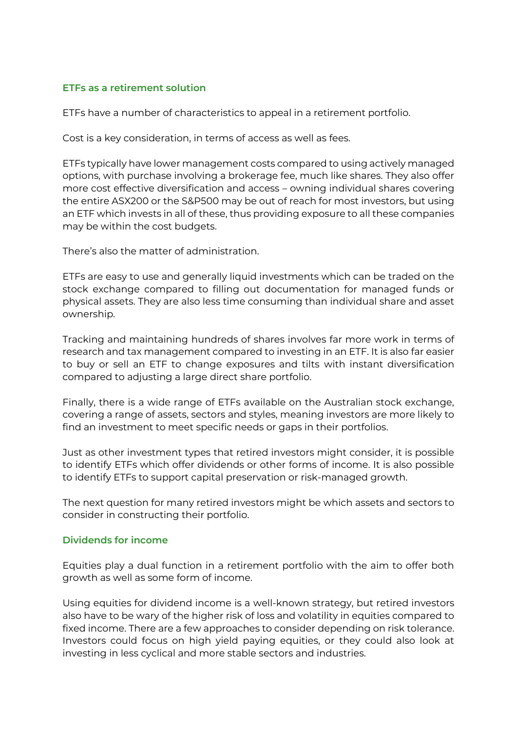## ETFs as a retirement solution

ETFs have a number of characteristics to appeal in a retirement portfolio.

Cost is a key consideration, in terms of access as well as fees.

ETFs typically have lower management costs compared to using actively managed options, with purchase involving a brokerage fee, much like shares. They also offer more cost effective diversification and access – owning individual shares covering the entire ASX200 or the S&P500 may be out of reach for most investors, but using an ETF which invests in all of these, thus providing exposure to all these companies may be within the cost budgets.

There's also the matter of administration.

ETFs are easy to use and generally liquid investments which can be traded on the stock exchange compared to filling out documentation for managed funds or physical assets. They are also less time consuming than individual share and asset ownership.

Tracking and maintaining hundreds of shares involves far more work in terms of research and tax management compared to investing in an ETF. It is also far easier to buy or sell an ETF to change exposures and tilts with instant diversification compared to adjusting a large direct share portfolio.

Finally, there is a wide range of ETFs available on the Australian stock exchange, covering a range of assets, sectors and styles, meaning investors are more likely to find an investment to meet specific needs or gaps in their portfolios.

Just as other investment types that retired investors might consider, it is possible to identify ETFs which offer dividends or other forms of income. It is also possible to identify ETFs to support capital preservation or risk-managed growth.

The next question for many retired investors might be which assets and sectors to consider in constructing their portfolio.

## Dividends for income

Equities play a dual function in a retirement portfolio with the aim to offer both growth as well as some form of income.

Using equities for dividend income is a well-known strategy, but retired investors also have to be wary of the higher risk of loss and volatility in equities compared to fixed income. There are a few approaches to consider depending on risk tolerance. Investors could focus on high yield paying equities, or they could also look at investing in less cyclical and more stable sectors and industries.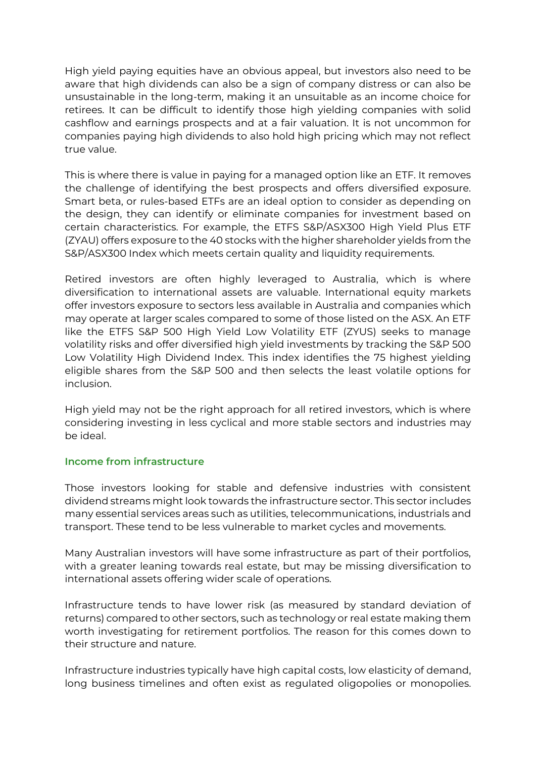High yield paying equities have an obvious appeal, but investors also need to be aware that high dividends can also be a sign of company distress or can also be unsustainable in the long-term, making it an unsuitable as an income choice for retirees. It can be difficult to identify those high yielding companies with solid cashflow and earnings prospects and at a fair valuation. It is not uncommon for companies paying high dividends to also hold high pricing which may not reflect true value.

This is where there is value in paying for a managed option like an ETF. It removes the challenge of identifying the best prospects and offers diversified exposure. Smart beta, or rules-based ETFs are an ideal option to consider as depending on the design, they can identify or eliminate companies for investment based on certain characteristics. For example, the ETFS S&P/ASX300 High Yield Plus ETF (ZYAU) offers exposure to the 40 stocks with the higher shareholder yields from the S&P/ASX300 Index which meets certain quality and liquidity requirements.

Retired investors are often highly leveraged to Australia, which is where diversification to international assets are valuable. International equity markets offer investors exposure to sectors less available in Australia and companies which may operate at larger scales compared to some of those listed on the ASX. An ETF like the ETFS S&P 500 High Yield Low Volatility ETF (ZYUS) seeks to manage volatility risks and offer diversified high yield investments by tracking the S&P 500 Low Volatility High Dividend Index. This index identifies the 75 highest yielding eligible shares from the S&P 500 and then selects the least volatile options for inclusion.

High yield may not be the right approach for all retired investors, which is where considering investing in less cyclical and more stable sectors and industries may be ideal.

## Income from infrastructure

Those investors looking for stable and defensive industries with consistent dividend streams might look towards the infrastructure sector. This sector includes many essential services areas such as utilities, telecommunications, industrials and transport. These tend to be less vulnerable to market cycles and movements.

Many Australian investors will have some infrastructure as part of their portfolios, with a greater leaning towards real estate, but may be missing diversification to international assets offering wider scale of operations.

Infrastructure tends to have lower risk (as measured by standard deviation of returns) compared to other sectors, such as technology or real estate making them worth investigating for retirement portfolios. The reason for this comes down to their structure and nature.

Infrastructure industries typically have high capital costs, low elasticity of demand, long business timelines and often exist as regulated oligopolies or monopolies.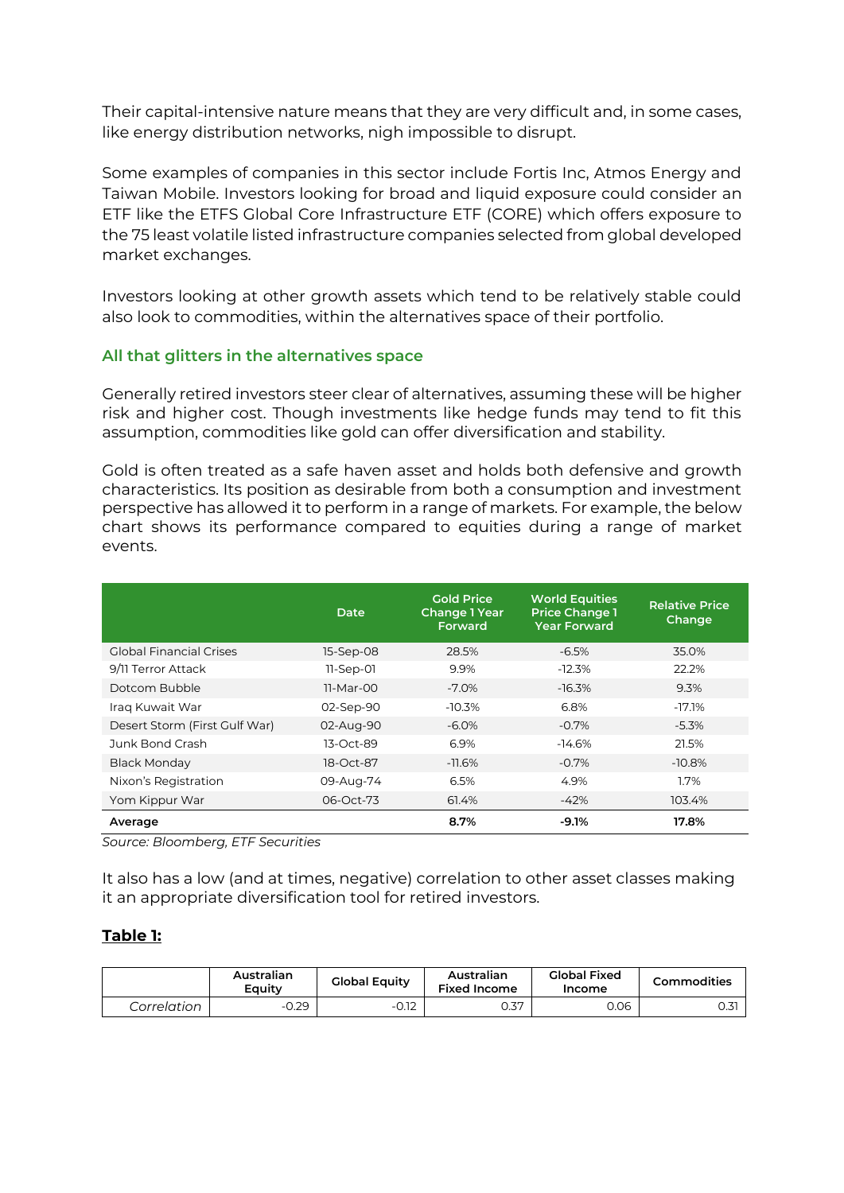Their capital-intensive nature means that they are very difficult and, in some cases, like energy distribution networks, nigh impossible to disrupt.

Some examples of companies in this sector include Fortis Inc, Atmos Energy and Taiwan Mobile. Investors looking for broad and liquid exposure could consider an ETF like the ETFS Global Core Infrastructure ETF (CORE) which offers exposure to the 75 least volatile listed infrastructure companies selected from global developed market exchanges.

Investors looking at other growth assets which tend to be relatively stable could also look to commodities, within the alternatives space of their portfolio.

### All that glitters in the alternatives space

Generally retired investors steer clear of alternatives, assuming these will be higher risk and higher cost. Though investments like hedge funds may tend to fit this assumption, commodities like gold can offer diversification and stability.

Gold is often treated as a safe haven asset and holds both defensive and growth characteristics. Its position as desirable from both a consumption and investment perspective has allowed it to perform in a range of markets. For example, the below chart shows its performance compared to equities during a range of market events.

| | Date | Gold Price Change 1 Year Forward | World Equities Price Change 1 Year Forward | Relative Price Change |
|---|---|---|---|---|
| Global Financial Crises | 15-Sep-08 | 28.5% | -6.5% | 35.0% |
| 9/11 Terror Attack | 11-Sep-01 | 9.9% | -12.3% | 22.2% |
| Dotcom Bubble | 11-Mar-00 | -7.0% | -16.3% | 9.3% |
| Iraq Kuwait War | 02-Sep-90 | -10.3% | 6.8% | -17.1% |
| Desert Storm (First Gulf War) | 02-Aug-90 | -6.0% | -0.7% | -5.3% |
| Junk Bond Crash | 13-Oct-89 | 6.9% | -14.6% | 21.5% |
| Black Monday | 18-Oct-87 | -11.6% | -0.7% | -10.8% |
| Nixon's Registration | 09-Aug-74 | 6.5% | 4.9% | 1.7% |
| Yom Kippur War | 06-Oct-73 | 61.4% | -42% | 103.4% |
| **Average** | | **8.7%** | **-9.1%** | **17.8%** |

*Source: Bloomberg, ETF Securities*

It also has a low (and at times, negative) correlation to other asset classes making it an appropriate diversification tool for retired investors.

**Table 1:**

| | Australian Equity | Global Equity | Australian Fixed Income | Global Fixed Income | Commodities |
|---|---|---|---|---|---|
| *Correlation* | -0.29 | -0.12 | 0.37 | 0.06 | 0.31 |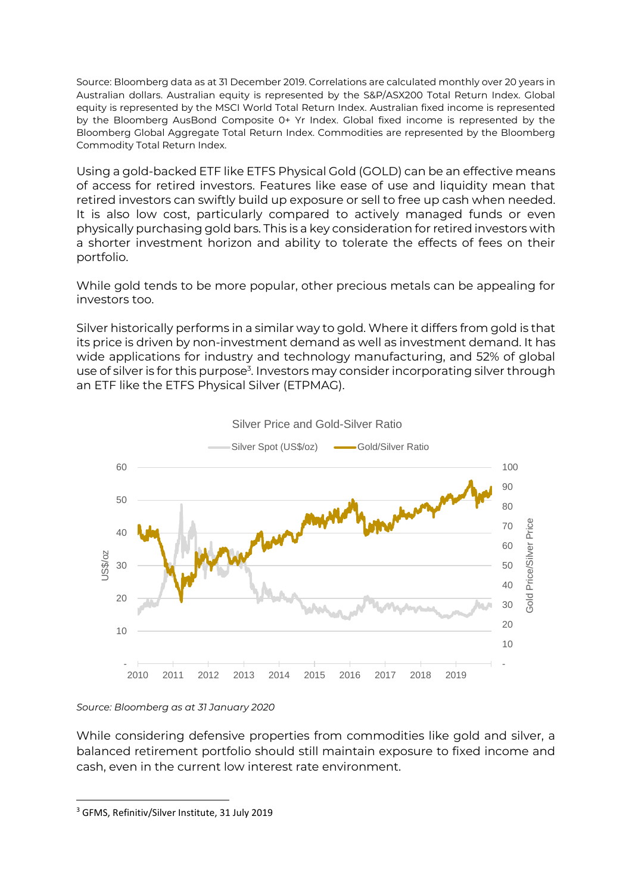Source: Bloomberg data as at 31 December 2019. Correlations are calculated monthly over 20 years in Australian dollars. Australian equity is represented by the S&P/ASX200 Total Return Index. Global equity is represented by the MSCI World Total Return Index. Australian fixed income is represented by the Bloomberg AusBond Composite 0+ Yr Index. Global fixed income is represented by the Bloomberg Global Aggregate Total Return Index. Commodities are represented by the Bloomberg Commodity Total Return Index.

Using a gold-backed ETF like ETFS Physical Gold (GOLD) can be an effective means of access for retired investors. Features like ease of use and liquidity mean that retired investors can swiftly build up exposure or sell to free up cash when needed. It is also low cost, particularly compared to actively managed funds or even physically purchasing gold bars. This is a key consideration for retired investors with a shorter investment horizon and ability to tolerate the effects of fees on their portfolio.

While gold tends to be more popular, other precious metals can be appealing for investors too.

Silver historically performs in a similar way to gold. Where it differs from gold is that its price is driven by non-investment demand as well as investment demand. It has wide applications for industry and technology manufacturing, and 52% of global use of silver is for this purpose[3]. Investors may consider incorporating silver through an ETF like the ETFS Physical Silver (ETPMAG).

Silver Price and Gold-Silver Ratio

*Source: Bloomberg as at 31 January 2020*

While considering defensive properties from commodities like gold and silver, a balanced retirement portfolio should still maintain exposure to fixed income and cash, even in the current low interest rate environment.

[3] GFMS, Refinitiv/Silver Institute, 31 July 2019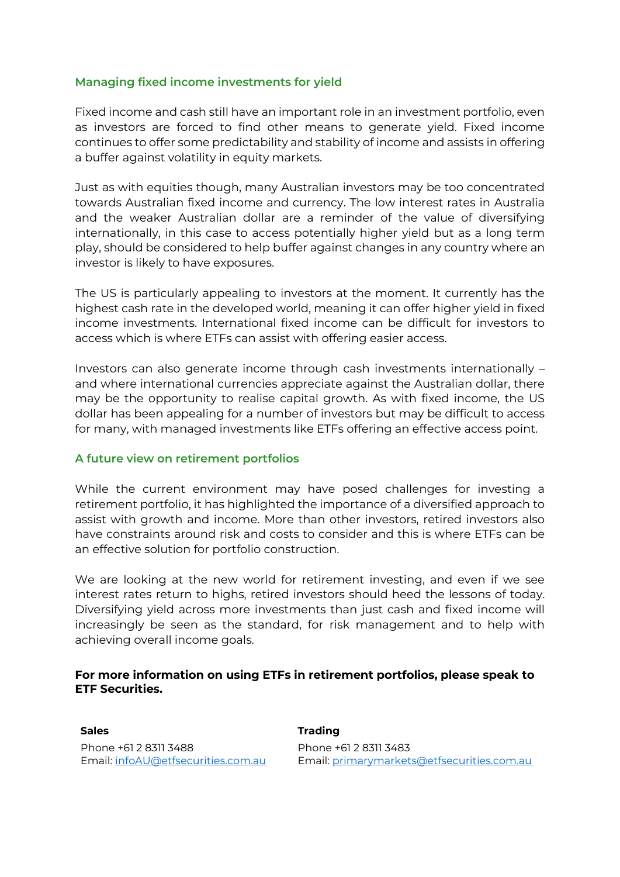## Managing fixed income investments for yield

Fixed income and cash still have an important role in an investment portfolio, even as investors are forced to find other means to generate yield. Fixed income continues to offer some predictability and stability of income and assists in offering a buffer against volatility in equity markets.

Just as with equities though, many Australian investors may be too concentrated towards Australian fixed income and currency. The low interest rates in Australia and the weaker Australian dollar are a reminder of the value of diversifying internationally, in this case to access potentially higher yield but as a long term play, should be considered to help buffer against changes in any country where an investor is likely to have exposures.

The US is particularly appealing to investors at the moment. It currently has the highest cash rate in the developed world, meaning it can offer higher yield in fixed income investments. International fixed income can be difficult for investors to access which is where ETFs can assist with offering easier access.

Investors can also generate income through cash investments internationally – and where international currencies appreciate against the Australian dollar, there may be the opportunity to realise capital growth. As with fixed income, the US dollar has been appealing for a number of investors but may be difficult to access for many, with managed investments like ETFs offering an effective access point.

## A future view on retirement portfolios

While the current environment may have posed challenges for investing a retirement portfolio, it has highlighted the importance of a diversified approach to assist with growth and income. More than other investors, retired investors also have constraints around risk and costs to consider and this is where ETFs can be an effective solution for portfolio construction.

We are looking at the new world for retirement investing, and even if we see interest rates return to highs, retired investors should heed the lessons of today. Diversifying yield across more investments than just cash and fixed income will increasingly be seen as the standard, for risk management and to help with achieving overall income goals.

**For more information on using ETFs in retirement portfolios, please speak to ETF Securities.**

**Sales**

Phone +61 2 8311 3488
Email: infoAU@etfsecurities.com.au

**Trading**

Phone +61 2 8311 3483
Email: primarymarkets@etfsecurities.com.au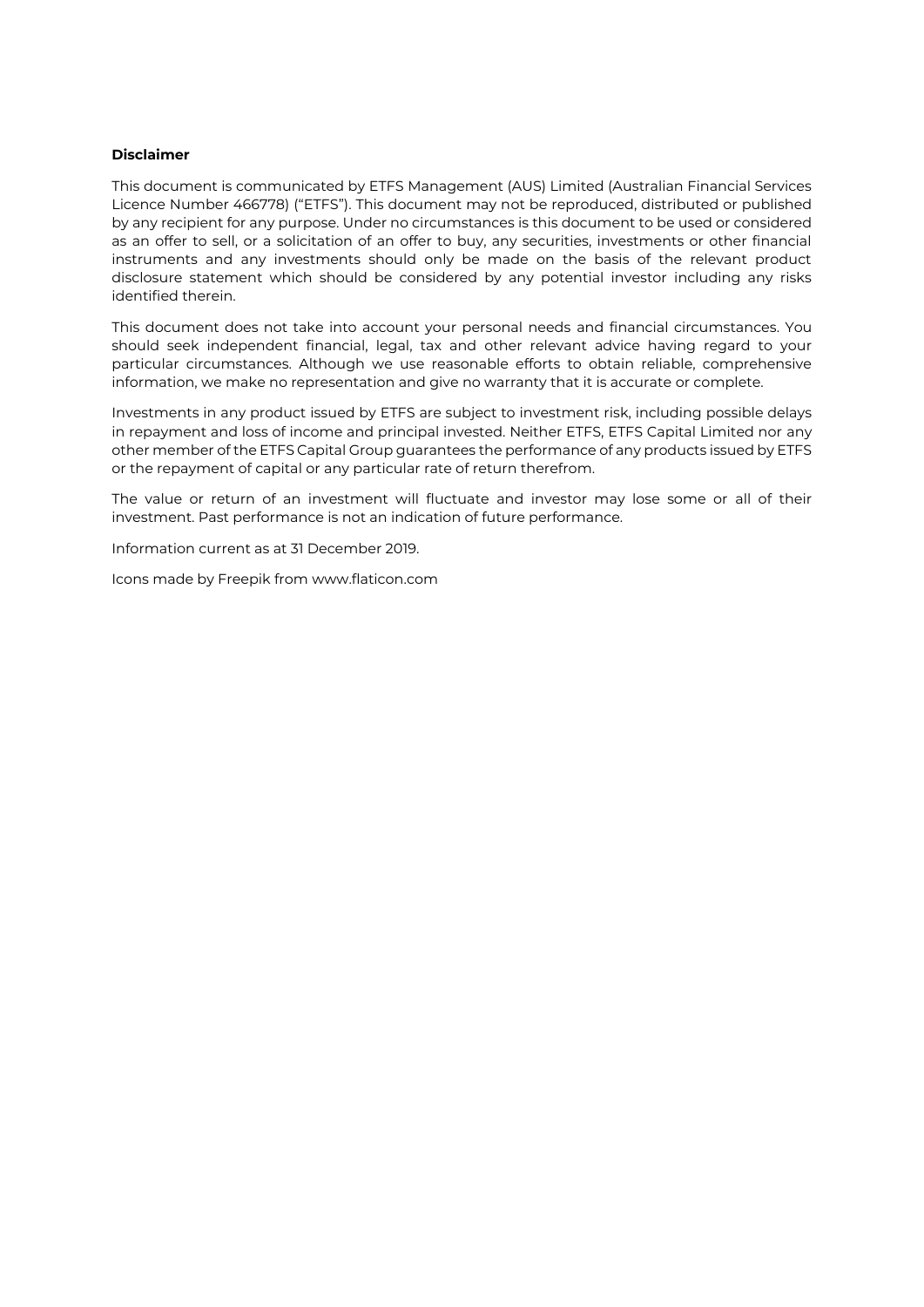**Disclaimer**

This document is communicated by ETFS Management (AUS) Limited (Australian Financial Services Licence Number 466778) ("ETFS"). This document may not be reproduced, distributed or published by any recipient for any purpose. Under no circumstances is this document to be used or considered as an offer to sell, or a solicitation of an offer to buy, any securities, investments or other financial instruments and any investments should only be made on the basis of the relevant product disclosure statement which should be considered by any potential investor including any risks identified therein.

This document does not take into account your personal needs and financial circumstances. You should seek independent financial, legal, tax and other relevant advice having regard to your particular circumstances. Although we use reasonable efforts to obtain reliable, comprehensive information, we make no representation and give no warranty that it is accurate or complete.

Investments in any product issued by ETFS are subject to investment risk, including possible delays in repayment and loss of income and principal invested. Neither ETFS, ETFS Capital Limited nor any other member of the ETFS Capital Group guarantees the performance of any products issued by ETFS or the repayment of capital or any particular rate of return therefrom.

The value or return of an investment will fluctuate and investor may lose some or all of their investment. Past performance is not an indication of future performance.

Information current as at 31 December 2019.

Icons made by Freepik from www.flaticon.com